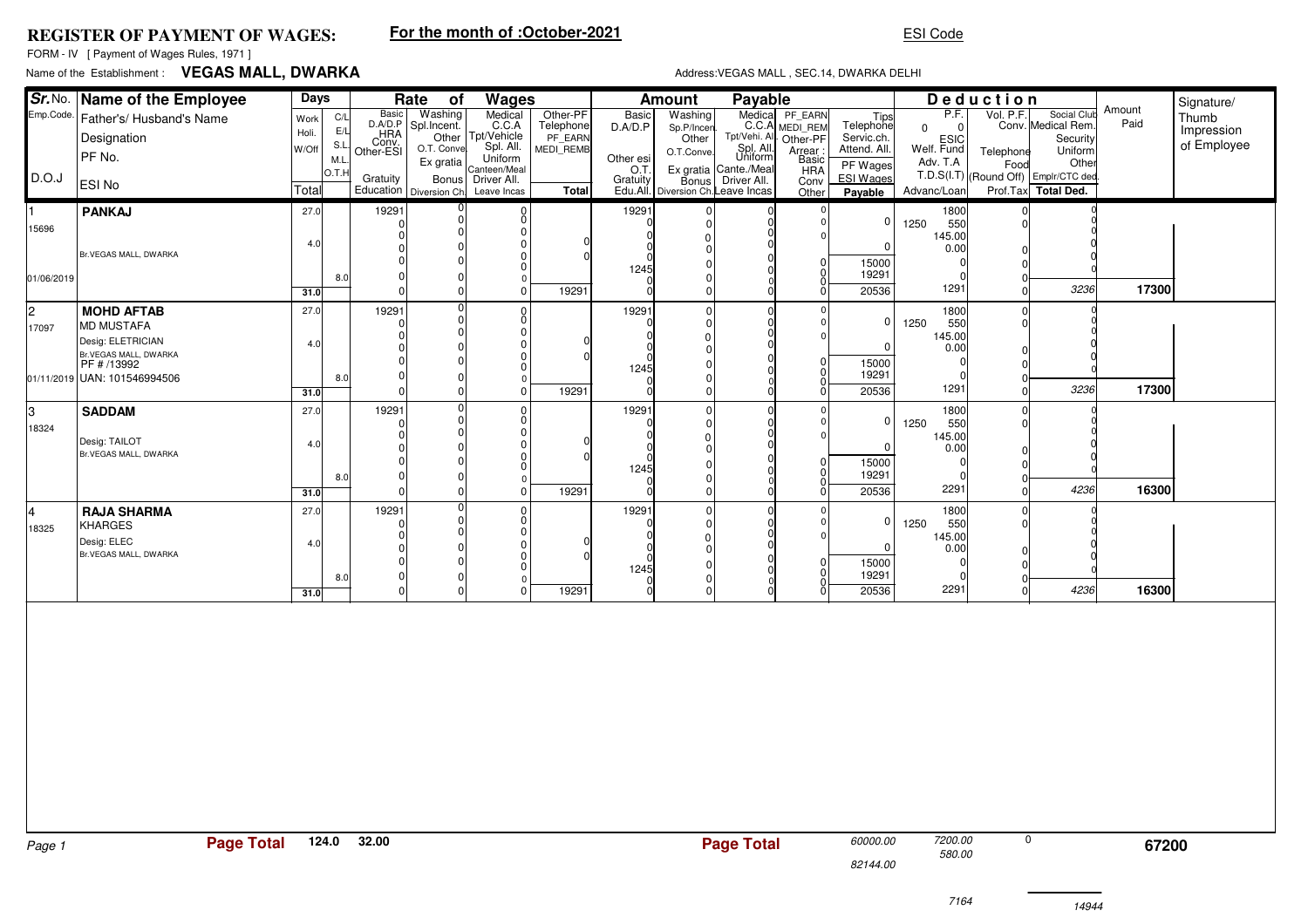# REGISTER OF PAYMENT OF WAGES:

**For the month of :October-2021**

ESI Code

FORM - IV [ Payment of Wages Rules, 1971 ]

Name of the Establishment : **VEGAS MALL, DWARKA**

Address:VEGAS MALL , SEC.14, DWARKA DELHI

| Sr.No. / Emp.Code / D.O.J | Name of the Employee / Father's/ Husband's Name / Designation / PF No. / ESI No | Days: Work / Holi. / W/Off / Total | C/L / E/L / S.L. / M.L. / O.T.H | Rate of Wages: Basic / D.A/D.P / HRA / Conv. / Other-ESI / Gratuity / Education | Washing / Spl.Incent. / Other / O.T. Conve / Ex gratia / Bonus / Diversion Ch | Medical / C.C.A / Tpt/Vehicle / Spl. All. / Uniform / Canteen/Meal / Driver All. / Leave Incas | Other-PF / Telephone / PF_EARN / MEDI_REMB / Total | Amount Payable: Basic / D.A/D.P / Other esi / O.T. / Gratuity / Edu.All. | Washing / Sp.P/Incen. / Other / O.T.Conve. / Ex gratia / Bonus / Diversion Ch. | Medical / C.C.A / Tpt/Vehi. All. / Spl. All. / Uniform / Cante./Meal / Driver All. / Leave Incas | PF_EARN / MEDI_REM / Other-PF / Arrear : Basic / HRA / Conv / Other | Tips / Telephone / Servic.ch. / Attend. All. / PF Wages / ESI Wages / Payable | Deduction: P.F. / ESIC / Welf. Fund / Adv. T.A / Advanc/Loan | Vol. P.F. / Telephone / Food / T.D.S(I.T) / Prof.Tax | Social Club / Conv. / Medical Rem. / Security / Uniform / Other / (Round Off) Emplr/CTC ded. / Total Ded. | Amount Paid | Signature/ Thumb Impression of Employee |
|---|---|---|---|---|---|---|---|---|---|---|---|---|---|---|---|---|---|
| 1 / 15696 / 01/06/2019 | **PANKAJ** / Br.VEGAS MALL, DWARKA | 27.0 / 4.0 / 31.0 | 8.0 | 19291 / 0 / 0 / 0 / 0 / 0 / 0 | 0 / 0 / 0 / 0 / 0 / 0 / 0 | 0 / 0 / 0 / 0 / 0 / 0 / 0 / 0 | 0 / 0 / 19291 | 19291 / 0 / 0 / 0 / 0 / 1245 / 0 / 0 | 0 / 0 / 0 / 0 / 0 / 0 / 0 | 0 / 0 / 0 / 0 / 0 / 0 / 0 / 0 | 0 / 0 / 0 / 0 / 0 / 0 / 0 | 0 / 0 / 15000 / 19291 / 20536 | 1800 / 1250 550 / 145.00 / 0.00 / 0 / 0 / 1291 | 0 / 0 / 0 / 0 / 0 / 0 | 0 / 0 / 0 / 0 / 0 / 0 / 3236 | **17300** | |
| 2 / 17097 / 01/11/2019 | **MOHD AFTAB** / MD MUSTAFA / Desig: ELETRICIAN / Br.VEGAS MALL, DWARKA / PF # /13992 / UAN: 101546994506 | 27.0 / 4.0 / 31.0 | 8.0 | 19291 / 0 / 0 / 0 / 0 / 0 / 0 | 0 / 0 / 0 / 0 / 0 / 0 / 0 | 0 / 0 / 0 / 0 / 0 / 0 / 0 / 0 | 0 / 0 / 19291 | 19291 / 0 / 0 / 0 / 0 / 1245 / 0 / 0 | 0 / 0 / 0 / 0 / 0 / 0 / 0 | 0 / 0 / 0 / 0 / 0 / 0 / 0 / 0 | 0 / 0 / 0 / 0 / 0 / 0 / 0 | 0 / 0 / 15000 / 19291 / 20536 | 1800 / 1250 550 / 145.00 / 0.00 / 0 / 0 / 1291 | 0 / 0 / 0 / 0 / 0 / 0 | 0 / 0 / 0 / 0 / 0 / 0 / 3236 | **17300** | |
| 3 / 18324 | **SADDAM** / Desig: TAILOT / Br.VEGAS MALL, DWARKA | 27.0 / 4.0 / 31.0 | 8.0 | 19291 / 0 / 0 / 0 / 0 / 0 / 0 | 0 / 0 / 0 / 0 / 0 / 0 / 0 | 0 / 0 / 0 / 0 / 0 / 0 / 0 / 0 | 0 / 0 / 19291 | 19291 / 0 / 0 / 0 / 0 / 1245 / 0 / 0 | 0 / 0 / 0 / 0 / 0 / 0 / 0 | 0 / 0 / 0 / 0 / 0 / 0 / 0 / 0 | 0 / 0 / 0 / 0 / 0 / 0 / 0 | 0 / 0 / 15000 / 19291 / 20536 | 1800 / 1250 550 / 145.00 / 0.00 / 0 / 0 / 2291 | 0 / 0 / 0 / 0 / 0 / 0 | 0 / 0 / 0 / 0 / 0 / 0 / 4236 | **16300** | |
| 4 / 18325 | **RAJA SHARMA** / KHARGES / Desig: ELEC / Br.VEGAS MALL, DWARKA | 27.0 / 4.0 / 31.0 | 8.0 | 19291 / 0 / 0 / 0 / 0 / 0 / 0 | 0 / 0 / 0 / 0 / 0 / 0 / 0 | 0 / 0 / 0 / 0 / 0 / 0 / 0 / 0 | 0 / 0 / 19291 | 19291 / 0 / 0 / 0 / 0 / 1245 / 0 / 0 | 0 / 0 / 0 / 0 / 0 / 0 / 0 | 0 / 0 / 0 / 0 / 0 / 0 / 0 / 0 | 0 / 0 / 0 / 0 / 0 / 0 / 0 | 0 / 0 / 15000 / 19291 / 20536 | 1800 / 1250 550 / 145.00 / 0.00 / 0 / 0 / 2291 | 0 / 0 / 0 / 0 / 0 / 0 | 0 / 0 / 0 / 0 / 0 / 0 / 4236 | **16300** | |
| **Page Total** | | 124.0 | 32.00 | | | | | **Page Total** | | | | 60000.00 / 82144.00 | 7200.00 / 580.00 / 7164 | 0 | 14944 | **67200** | |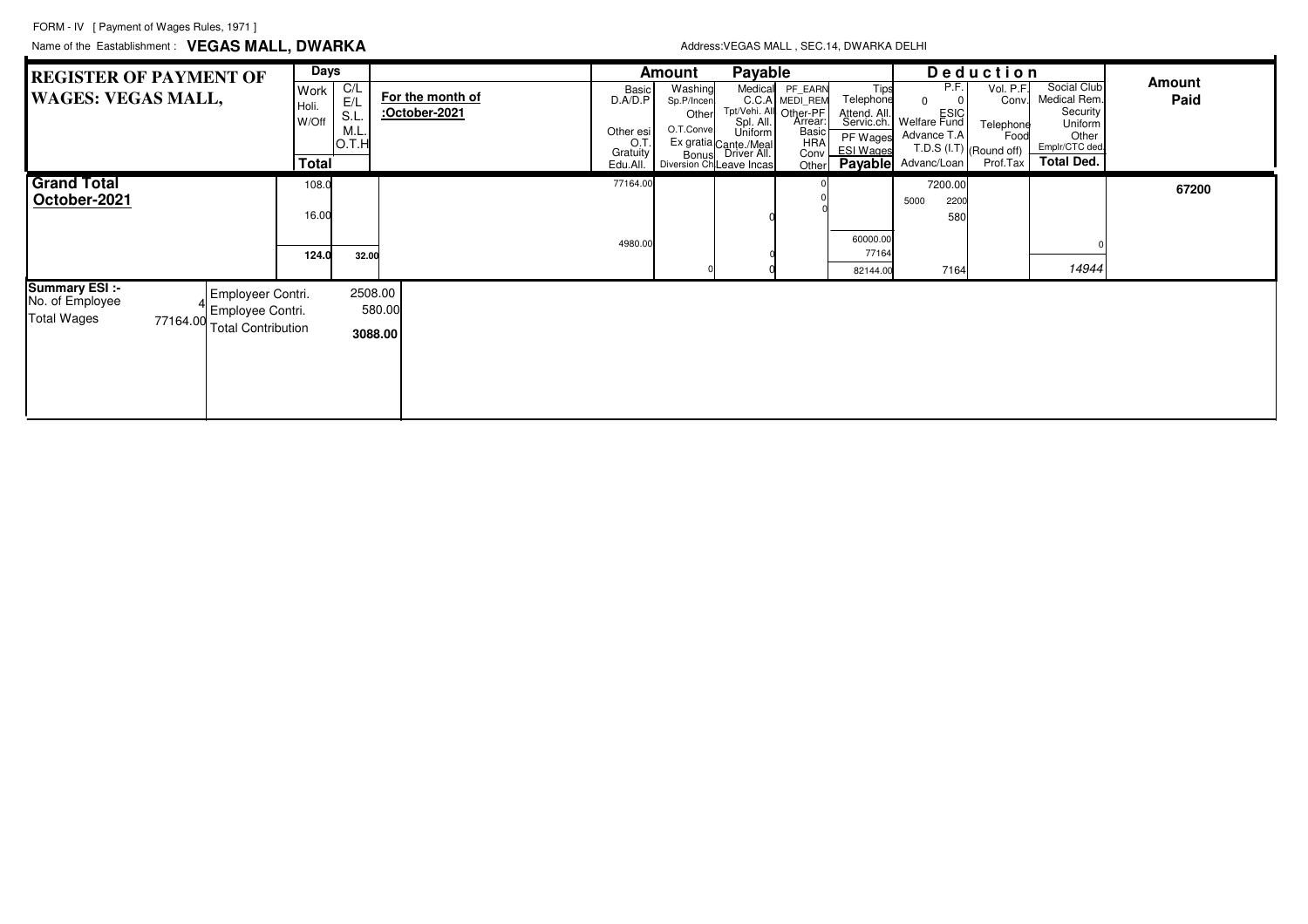FORM - IV [ Payment of Wages Rules, 1971 ]

Name of the Eastablishment : **VEGAS MALL, DWARKA**

Address:VEGAS MALL , SEC.14, DWARKA DELHI

| REGISTER OF PAYMENT OF WAGES: VEGAS MALL, | Days: Work / Holi. / W/Off / Total | C/L / E/L / S.L. / M.L. / O.T.H | For the month of :October-2021 | Basic / D.A/D.P / Other esi / O.T. / Gratuity / Edu.All. | Washing / Sp.P/Incen / Other / O.T.Conve / Ex gratia / Bonus / Diversion Ch | Medical / C.C.A / Tpt/Vehi. All / Spl. All. / Uniform / Cante./Meal / Driver All. / Leave Incas | PF_EARN / MEDI_REM / Other-PF / Arrear: / Basic / HRA / Conv / Other | Tips / Telephone / Attend. All. / Servic.ch. / PF Wages / ESI Wages / Payable | P.F. / ESIC / Welfare Fund / Advance T.A / T.D.S (I.T) / Advanc/Loan | Vol. P.F. / Conv. / Telephone / Food / (Round off) / Prof.Tax | Social Club / Medical Rem. / Security / Uniform / Other / Emplr/CTC ded. / Total Ded. | Amount Paid |
|---|---|---|---|---|---|---|---|---|---|---|---|---|
| **Grand Total October-2021** | 108.0 / 16.00 / 124.0 | 32.00 | | 77164.00 / 4980.00 | 0 | 0 / 0 / 0 | 0 / 0 / 0 | 60000.00 / 77164 / 82144.00 | 7200.00 / 0 0 / 5000 2200 / 580 / 7164 | | 0 / 14944 | 67200 |

**Summary ESI :-**

| | | | |
|---|---|---|---|
| No. of Employee | 4 | Employeer Contri. | 2508.00 |
| Total Wages | 77164.00 | Employee Contri. | 580.00 |
| | | Total Contribution | **3088.00** |